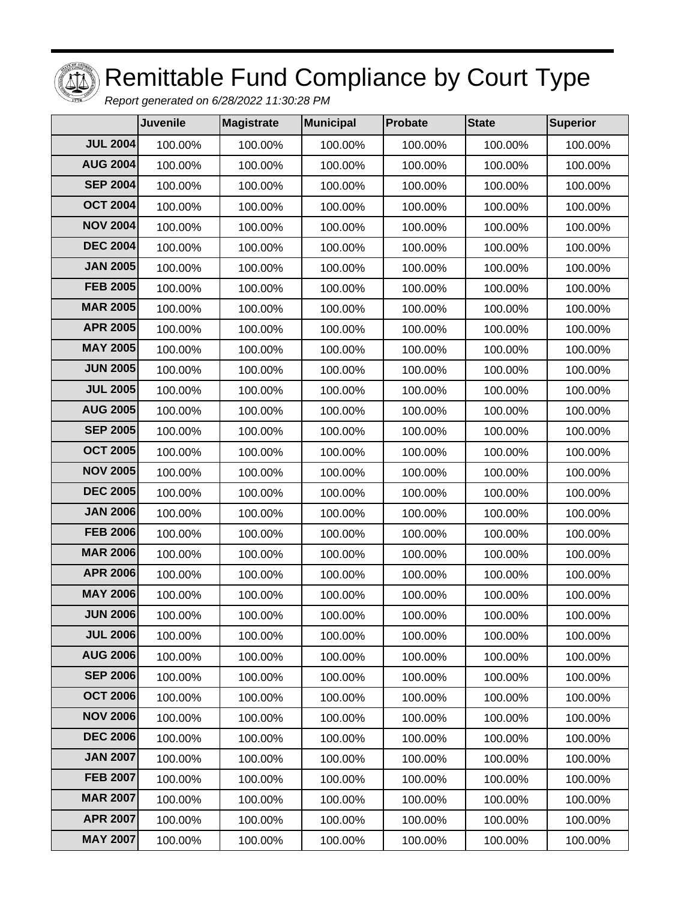# Remittable Fund Compliance by Court Type

*Report generated on 6/28/2022 11:30:28 PM*

| | Juvenile | Magistrate | Municipal | Probate | State | Superior |
|---|---|---|---|---|---|---|
| **JUL 2004** | 100.00% | 100.00% | 100.00% | 100.00% | 100.00% | 100.00% |
| **AUG 2004** | 100.00% | 100.00% | 100.00% | 100.00% | 100.00% | 100.00% |
| **SEP 2004** | 100.00% | 100.00% | 100.00% | 100.00% | 100.00% | 100.00% |
| **OCT 2004** | 100.00% | 100.00% | 100.00% | 100.00% | 100.00% | 100.00% |
| **NOV 2004** | 100.00% | 100.00% | 100.00% | 100.00% | 100.00% | 100.00% |
| **DEC 2004** | 100.00% | 100.00% | 100.00% | 100.00% | 100.00% | 100.00% |
| **JAN 2005** | 100.00% | 100.00% | 100.00% | 100.00% | 100.00% | 100.00% |
| **FEB 2005** | 100.00% | 100.00% | 100.00% | 100.00% | 100.00% | 100.00% |
| **MAR 2005** | 100.00% | 100.00% | 100.00% | 100.00% | 100.00% | 100.00% |
| **APR 2005** | 100.00% | 100.00% | 100.00% | 100.00% | 100.00% | 100.00% |
| **MAY 2005** | 100.00% | 100.00% | 100.00% | 100.00% | 100.00% | 100.00% |
| **JUN 2005** | 100.00% | 100.00% | 100.00% | 100.00% | 100.00% | 100.00% |
| **JUL 2005** | 100.00% | 100.00% | 100.00% | 100.00% | 100.00% | 100.00% |
| **AUG 2005** | 100.00% | 100.00% | 100.00% | 100.00% | 100.00% | 100.00% |
| **SEP 2005** | 100.00% | 100.00% | 100.00% | 100.00% | 100.00% | 100.00% |
| **OCT 2005** | 100.00% | 100.00% | 100.00% | 100.00% | 100.00% | 100.00% |
| **NOV 2005** | 100.00% | 100.00% | 100.00% | 100.00% | 100.00% | 100.00% |
| **DEC 2005** | 100.00% | 100.00% | 100.00% | 100.00% | 100.00% | 100.00% |
| **JAN 2006** | 100.00% | 100.00% | 100.00% | 100.00% | 100.00% | 100.00% |
| **FEB 2006** | 100.00% | 100.00% | 100.00% | 100.00% | 100.00% | 100.00% |
| **MAR 2006** | 100.00% | 100.00% | 100.00% | 100.00% | 100.00% | 100.00% |
| **APR 2006** | 100.00% | 100.00% | 100.00% | 100.00% | 100.00% | 100.00% |
| **MAY 2006** | 100.00% | 100.00% | 100.00% | 100.00% | 100.00% | 100.00% |
| **JUN 2006** | 100.00% | 100.00% | 100.00% | 100.00% | 100.00% | 100.00% |
| **JUL 2006** | 100.00% | 100.00% | 100.00% | 100.00% | 100.00% | 100.00% |
| **AUG 2006** | 100.00% | 100.00% | 100.00% | 100.00% | 100.00% | 100.00% |
| **SEP 2006** | 100.00% | 100.00% | 100.00% | 100.00% | 100.00% | 100.00% |
| **OCT 2006** | 100.00% | 100.00% | 100.00% | 100.00% | 100.00% | 100.00% |
| **NOV 2006** | 100.00% | 100.00% | 100.00% | 100.00% | 100.00% | 100.00% |
| **DEC 2006** | 100.00% | 100.00% | 100.00% | 100.00% | 100.00% | 100.00% |
| **JAN 2007** | 100.00% | 100.00% | 100.00% | 100.00% | 100.00% | 100.00% |
| **FEB 2007** | 100.00% | 100.00% | 100.00% | 100.00% | 100.00% | 100.00% |
| **MAR 2007** | 100.00% | 100.00% | 100.00% | 100.00% | 100.00% | 100.00% |
| **APR 2007** | 100.00% | 100.00% | 100.00% | 100.00% | 100.00% | 100.00% |
| **MAY 2007** | 100.00% | 100.00% | 100.00% | 100.00% | 100.00% | 100.00% |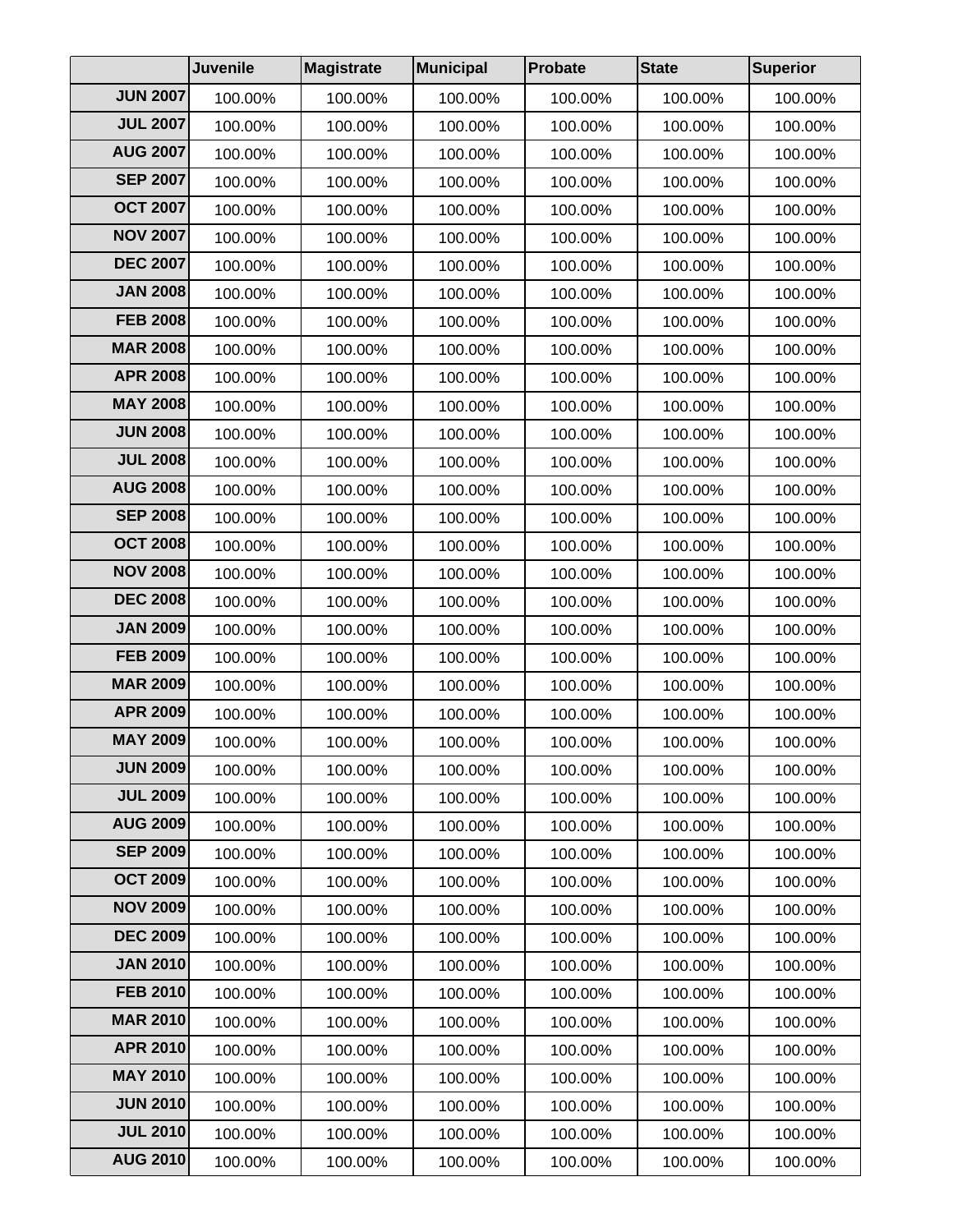| | Juvenile | Magistrate | Municipal | Probate | State | Superior |
|---|---|---|---|---|---|---|
| JUN 2007 | 100.00% | 100.00% | 100.00% | 100.00% | 100.00% | 100.00% |
| JUL 2007 | 100.00% | 100.00% | 100.00% | 100.00% | 100.00% | 100.00% |
| AUG 2007 | 100.00% | 100.00% | 100.00% | 100.00% | 100.00% | 100.00% |
| SEP 2007 | 100.00% | 100.00% | 100.00% | 100.00% | 100.00% | 100.00% |
| OCT 2007 | 100.00% | 100.00% | 100.00% | 100.00% | 100.00% | 100.00% |
| NOV 2007 | 100.00% | 100.00% | 100.00% | 100.00% | 100.00% | 100.00% |
| DEC 2007 | 100.00% | 100.00% | 100.00% | 100.00% | 100.00% | 100.00% |
| JAN 2008 | 100.00% | 100.00% | 100.00% | 100.00% | 100.00% | 100.00% |
| FEB 2008 | 100.00% | 100.00% | 100.00% | 100.00% | 100.00% | 100.00% |
| MAR 2008 | 100.00% | 100.00% | 100.00% | 100.00% | 100.00% | 100.00% |
| APR 2008 | 100.00% | 100.00% | 100.00% | 100.00% | 100.00% | 100.00% |
| MAY 2008 | 100.00% | 100.00% | 100.00% | 100.00% | 100.00% | 100.00% |
| JUN 2008 | 100.00% | 100.00% | 100.00% | 100.00% | 100.00% | 100.00% |
| JUL 2008 | 100.00% | 100.00% | 100.00% | 100.00% | 100.00% | 100.00% |
| AUG 2008 | 100.00% | 100.00% | 100.00% | 100.00% | 100.00% | 100.00% |
| SEP 2008 | 100.00% | 100.00% | 100.00% | 100.00% | 100.00% | 100.00% |
| OCT 2008 | 100.00% | 100.00% | 100.00% | 100.00% | 100.00% | 100.00% |
| NOV 2008 | 100.00% | 100.00% | 100.00% | 100.00% | 100.00% | 100.00% |
| DEC 2008 | 100.00% | 100.00% | 100.00% | 100.00% | 100.00% | 100.00% |
| JAN 2009 | 100.00% | 100.00% | 100.00% | 100.00% | 100.00% | 100.00% |
| FEB 2009 | 100.00% | 100.00% | 100.00% | 100.00% | 100.00% | 100.00% |
| MAR 2009 | 100.00% | 100.00% | 100.00% | 100.00% | 100.00% | 100.00% |
| APR 2009 | 100.00% | 100.00% | 100.00% | 100.00% | 100.00% | 100.00% |
| MAY 2009 | 100.00% | 100.00% | 100.00% | 100.00% | 100.00% | 100.00% |
| JUN 2009 | 100.00% | 100.00% | 100.00% | 100.00% | 100.00% | 100.00% |
| JUL 2009 | 100.00% | 100.00% | 100.00% | 100.00% | 100.00% | 100.00% |
| AUG 2009 | 100.00% | 100.00% | 100.00% | 100.00% | 100.00% | 100.00% |
| SEP 2009 | 100.00% | 100.00% | 100.00% | 100.00% | 100.00% | 100.00% |
| OCT 2009 | 100.00% | 100.00% | 100.00% | 100.00% | 100.00% | 100.00% |
| NOV 2009 | 100.00% | 100.00% | 100.00% | 100.00% | 100.00% | 100.00% |
| DEC 2009 | 100.00% | 100.00% | 100.00% | 100.00% | 100.00% | 100.00% |
| JAN 2010 | 100.00% | 100.00% | 100.00% | 100.00% | 100.00% | 100.00% |
| FEB 2010 | 100.00% | 100.00% | 100.00% | 100.00% | 100.00% | 100.00% |
| MAR 2010 | 100.00% | 100.00% | 100.00% | 100.00% | 100.00% | 100.00% |
| APR 2010 | 100.00% | 100.00% | 100.00% | 100.00% | 100.00% | 100.00% |
| MAY 2010 | 100.00% | 100.00% | 100.00% | 100.00% | 100.00% | 100.00% |
| JUN 2010 | 100.00% | 100.00% | 100.00% | 100.00% | 100.00% | 100.00% |
| JUL 2010 | 100.00% | 100.00% | 100.00% | 100.00% | 100.00% | 100.00% |
| AUG 2010 | 100.00% | 100.00% | 100.00% | 100.00% | 100.00% | 100.00% |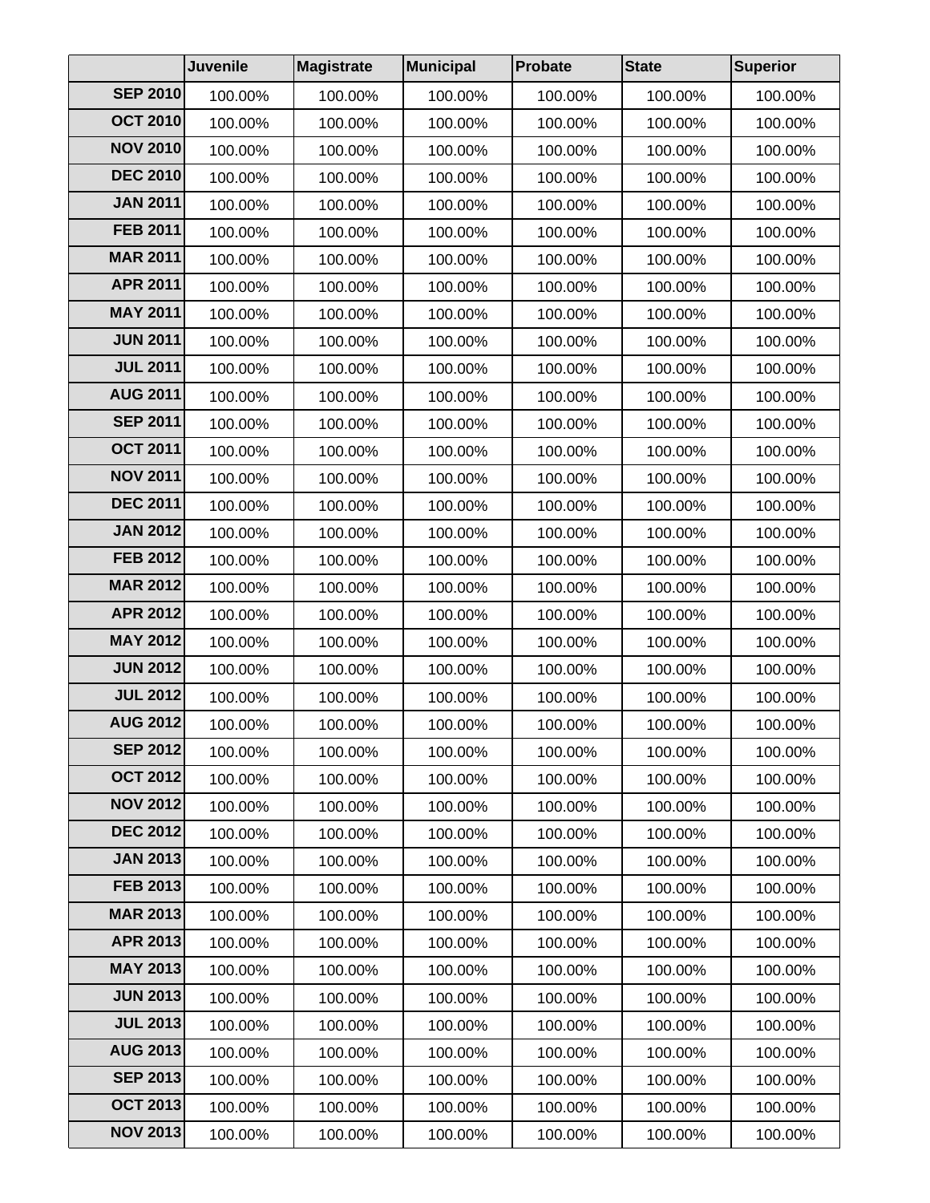| | Juvenile | Magistrate | Municipal | Probate | State | Superior |
|---|---|---|---|---|---|---|
| SEP 2010 | 100.00% | 100.00% | 100.00% | 100.00% | 100.00% | 100.00% |
| OCT 2010 | 100.00% | 100.00% | 100.00% | 100.00% | 100.00% | 100.00% |
| NOV 2010 | 100.00% | 100.00% | 100.00% | 100.00% | 100.00% | 100.00% |
| DEC 2010 | 100.00% | 100.00% | 100.00% | 100.00% | 100.00% | 100.00% |
| JAN 2011 | 100.00% | 100.00% | 100.00% | 100.00% | 100.00% | 100.00% |
| FEB 2011 | 100.00% | 100.00% | 100.00% | 100.00% | 100.00% | 100.00% |
| MAR 2011 | 100.00% | 100.00% | 100.00% | 100.00% | 100.00% | 100.00% |
| APR 2011 | 100.00% | 100.00% | 100.00% | 100.00% | 100.00% | 100.00% |
| MAY 2011 | 100.00% | 100.00% | 100.00% | 100.00% | 100.00% | 100.00% |
| JUN 2011 | 100.00% | 100.00% | 100.00% | 100.00% | 100.00% | 100.00% |
| JUL 2011 | 100.00% | 100.00% | 100.00% | 100.00% | 100.00% | 100.00% |
| AUG 2011 | 100.00% | 100.00% | 100.00% | 100.00% | 100.00% | 100.00% |
| SEP 2011 | 100.00% | 100.00% | 100.00% | 100.00% | 100.00% | 100.00% |
| OCT 2011 | 100.00% | 100.00% | 100.00% | 100.00% | 100.00% | 100.00% |
| NOV 2011 | 100.00% | 100.00% | 100.00% | 100.00% | 100.00% | 100.00% |
| DEC 2011 | 100.00% | 100.00% | 100.00% | 100.00% | 100.00% | 100.00% |
| JAN 2012 | 100.00% | 100.00% | 100.00% | 100.00% | 100.00% | 100.00% |
| FEB 2012 | 100.00% | 100.00% | 100.00% | 100.00% | 100.00% | 100.00% |
| MAR 2012 | 100.00% | 100.00% | 100.00% | 100.00% | 100.00% | 100.00% |
| APR 2012 | 100.00% | 100.00% | 100.00% | 100.00% | 100.00% | 100.00% |
| MAY 2012 | 100.00% | 100.00% | 100.00% | 100.00% | 100.00% | 100.00% |
| JUN 2012 | 100.00% | 100.00% | 100.00% | 100.00% | 100.00% | 100.00% |
| JUL 2012 | 100.00% | 100.00% | 100.00% | 100.00% | 100.00% | 100.00% |
| AUG 2012 | 100.00% | 100.00% | 100.00% | 100.00% | 100.00% | 100.00% |
| SEP 2012 | 100.00% | 100.00% | 100.00% | 100.00% | 100.00% | 100.00% |
| OCT 2012 | 100.00% | 100.00% | 100.00% | 100.00% | 100.00% | 100.00% |
| NOV 2012 | 100.00% | 100.00% | 100.00% | 100.00% | 100.00% | 100.00% |
| DEC 2012 | 100.00% | 100.00% | 100.00% | 100.00% | 100.00% | 100.00% |
| JAN 2013 | 100.00% | 100.00% | 100.00% | 100.00% | 100.00% | 100.00% |
| FEB 2013 | 100.00% | 100.00% | 100.00% | 100.00% | 100.00% | 100.00% |
| MAR 2013 | 100.00% | 100.00% | 100.00% | 100.00% | 100.00% | 100.00% |
| APR 2013 | 100.00% | 100.00% | 100.00% | 100.00% | 100.00% | 100.00% |
| MAY 2013 | 100.00% | 100.00% | 100.00% | 100.00% | 100.00% | 100.00% |
| JUN 2013 | 100.00% | 100.00% | 100.00% | 100.00% | 100.00% | 100.00% |
| JUL 2013 | 100.00% | 100.00% | 100.00% | 100.00% | 100.00% | 100.00% |
| AUG 2013 | 100.00% | 100.00% | 100.00% | 100.00% | 100.00% | 100.00% |
| SEP 2013 | 100.00% | 100.00% | 100.00% | 100.00% | 100.00% | 100.00% |
| OCT 2013 | 100.00% | 100.00% | 100.00% | 100.00% | 100.00% | 100.00% |
| NOV 2013 | 100.00% | 100.00% | 100.00% | 100.00% | 100.00% | 100.00% |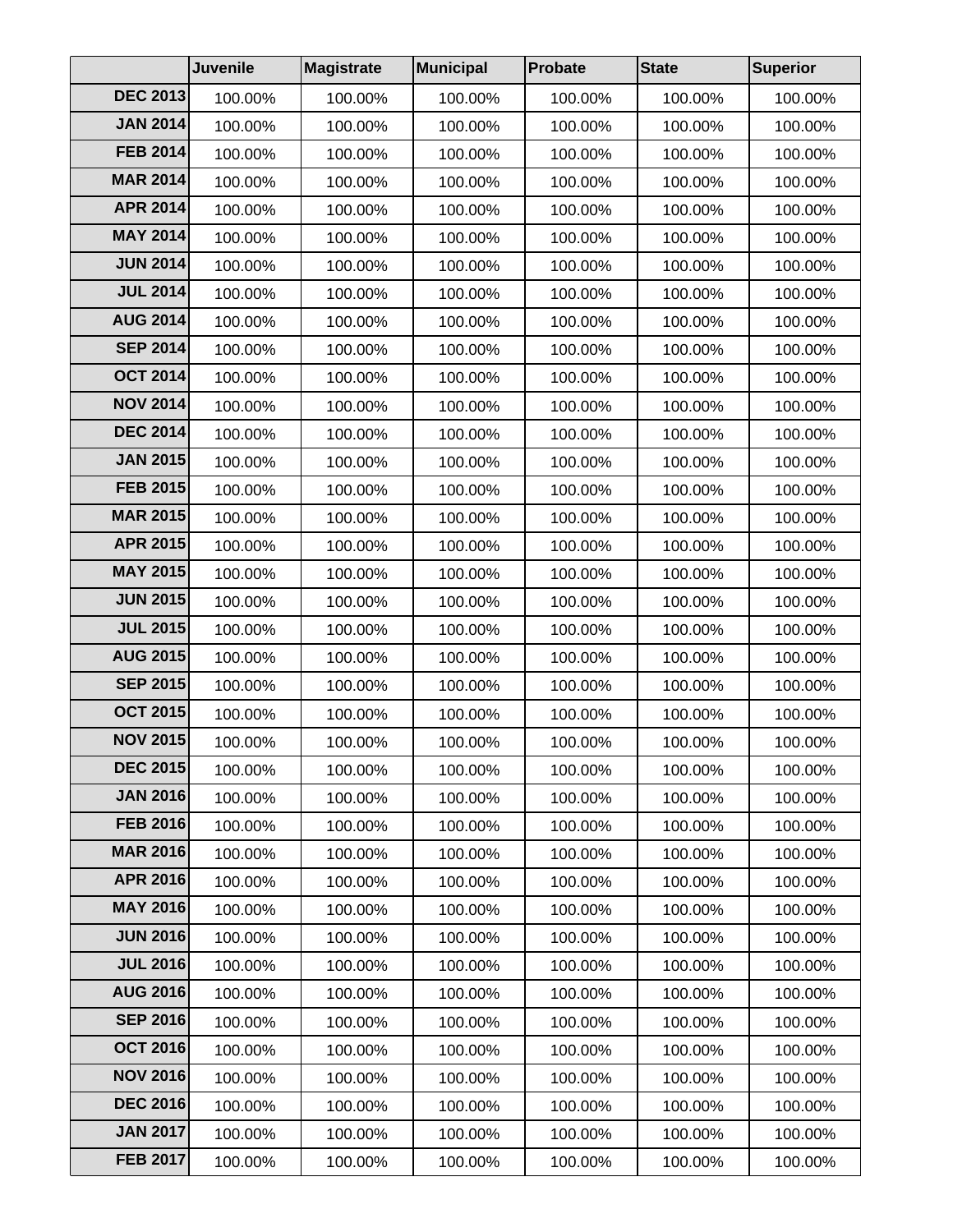| | Juvenile | Magistrate | Municipal | Probate | State | Superior |
|---|---|---|---|---|---|---|
| DEC 2013 | 100.00% | 100.00% | 100.00% | 100.00% | 100.00% | 100.00% |
| JAN 2014 | 100.00% | 100.00% | 100.00% | 100.00% | 100.00% | 100.00% |
| FEB 2014 | 100.00% | 100.00% | 100.00% | 100.00% | 100.00% | 100.00% |
| MAR 2014 | 100.00% | 100.00% | 100.00% | 100.00% | 100.00% | 100.00% |
| APR 2014 | 100.00% | 100.00% | 100.00% | 100.00% | 100.00% | 100.00% |
| MAY 2014 | 100.00% | 100.00% | 100.00% | 100.00% | 100.00% | 100.00% |
| JUN 2014 | 100.00% | 100.00% | 100.00% | 100.00% | 100.00% | 100.00% |
| JUL 2014 | 100.00% | 100.00% | 100.00% | 100.00% | 100.00% | 100.00% |
| AUG 2014 | 100.00% | 100.00% | 100.00% | 100.00% | 100.00% | 100.00% |
| SEP 2014 | 100.00% | 100.00% | 100.00% | 100.00% | 100.00% | 100.00% |
| OCT 2014 | 100.00% | 100.00% | 100.00% | 100.00% | 100.00% | 100.00% |
| NOV 2014 | 100.00% | 100.00% | 100.00% | 100.00% | 100.00% | 100.00% |
| DEC 2014 | 100.00% | 100.00% | 100.00% | 100.00% | 100.00% | 100.00% |
| JAN 2015 | 100.00% | 100.00% | 100.00% | 100.00% | 100.00% | 100.00% |
| FEB 2015 | 100.00% | 100.00% | 100.00% | 100.00% | 100.00% | 100.00% |
| MAR 2015 | 100.00% | 100.00% | 100.00% | 100.00% | 100.00% | 100.00% |
| APR 2015 | 100.00% | 100.00% | 100.00% | 100.00% | 100.00% | 100.00% |
| MAY 2015 | 100.00% | 100.00% | 100.00% | 100.00% | 100.00% | 100.00% |
| JUN 2015 | 100.00% | 100.00% | 100.00% | 100.00% | 100.00% | 100.00% |
| JUL 2015 | 100.00% | 100.00% | 100.00% | 100.00% | 100.00% | 100.00% |
| AUG 2015 | 100.00% | 100.00% | 100.00% | 100.00% | 100.00% | 100.00% |
| SEP 2015 | 100.00% | 100.00% | 100.00% | 100.00% | 100.00% | 100.00% |
| OCT 2015 | 100.00% | 100.00% | 100.00% | 100.00% | 100.00% | 100.00% |
| NOV 2015 | 100.00% | 100.00% | 100.00% | 100.00% | 100.00% | 100.00% |
| DEC 2015 | 100.00% | 100.00% | 100.00% | 100.00% | 100.00% | 100.00% |
| JAN 2016 | 100.00% | 100.00% | 100.00% | 100.00% | 100.00% | 100.00% |
| FEB 2016 | 100.00% | 100.00% | 100.00% | 100.00% | 100.00% | 100.00% |
| MAR 2016 | 100.00% | 100.00% | 100.00% | 100.00% | 100.00% | 100.00% |
| APR 2016 | 100.00% | 100.00% | 100.00% | 100.00% | 100.00% | 100.00% |
| MAY 2016 | 100.00% | 100.00% | 100.00% | 100.00% | 100.00% | 100.00% |
| JUN 2016 | 100.00% | 100.00% | 100.00% | 100.00% | 100.00% | 100.00% |
| JUL 2016 | 100.00% | 100.00% | 100.00% | 100.00% | 100.00% | 100.00% |
| AUG 2016 | 100.00% | 100.00% | 100.00% | 100.00% | 100.00% | 100.00% |
| SEP 2016 | 100.00% | 100.00% | 100.00% | 100.00% | 100.00% | 100.00% |
| OCT 2016 | 100.00% | 100.00% | 100.00% | 100.00% | 100.00% | 100.00% |
| NOV 2016 | 100.00% | 100.00% | 100.00% | 100.00% | 100.00% | 100.00% |
| DEC 2016 | 100.00% | 100.00% | 100.00% | 100.00% | 100.00% | 100.00% |
| JAN 2017 | 100.00% | 100.00% | 100.00% | 100.00% | 100.00% | 100.00% |
| FEB 2017 | 100.00% | 100.00% | 100.00% | 100.00% | 100.00% | 100.00% |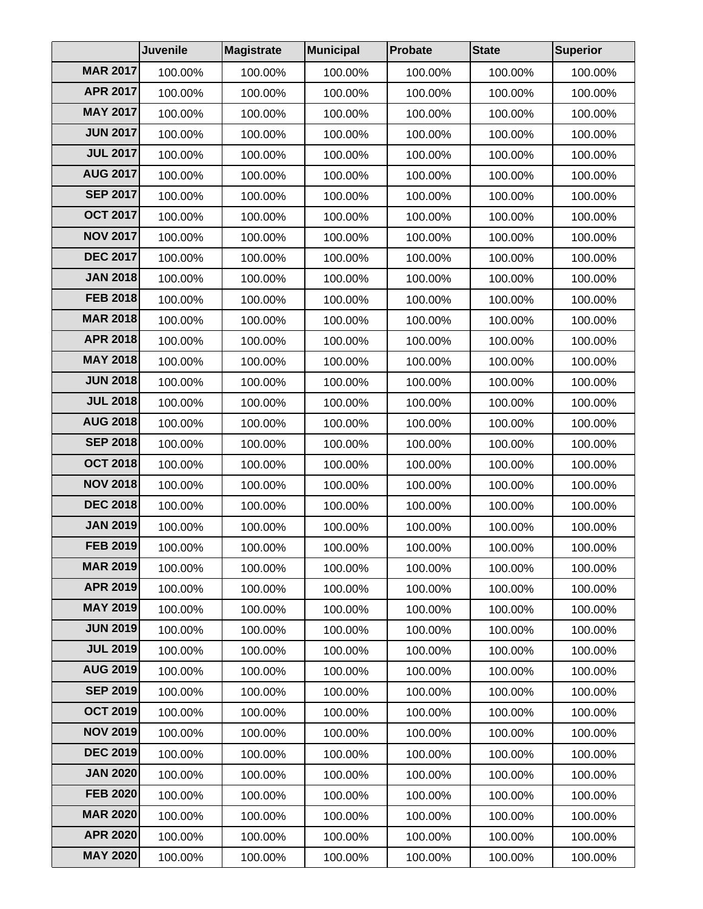| | Juvenile | Magistrate | Municipal | Probate | State | Superior |
|---|---|---|---|---|---|---|
| MAR 2017 | 100.00% | 100.00% | 100.00% | 100.00% | 100.00% | 100.00% |
| APR 2017 | 100.00% | 100.00% | 100.00% | 100.00% | 100.00% | 100.00% |
| MAY 2017 | 100.00% | 100.00% | 100.00% | 100.00% | 100.00% | 100.00% |
| JUN 2017 | 100.00% | 100.00% | 100.00% | 100.00% | 100.00% | 100.00% |
| JUL 2017 | 100.00% | 100.00% | 100.00% | 100.00% | 100.00% | 100.00% |
| AUG 2017 | 100.00% | 100.00% | 100.00% | 100.00% | 100.00% | 100.00% |
| SEP 2017 | 100.00% | 100.00% | 100.00% | 100.00% | 100.00% | 100.00% |
| OCT 2017 | 100.00% | 100.00% | 100.00% | 100.00% | 100.00% | 100.00% |
| NOV 2017 | 100.00% | 100.00% | 100.00% | 100.00% | 100.00% | 100.00% |
| DEC 2017 | 100.00% | 100.00% | 100.00% | 100.00% | 100.00% | 100.00% |
| JAN 2018 | 100.00% | 100.00% | 100.00% | 100.00% | 100.00% | 100.00% |
| FEB 2018 | 100.00% | 100.00% | 100.00% | 100.00% | 100.00% | 100.00% |
| MAR 2018 | 100.00% | 100.00% | 100.00% | 100.00% | 100.00% | 100.00% |
| APR 2018 | 100.00% | 100.00% | 100.00% | 100.00% | 100.00% | 100.00% |
| MAY 2018 | 100.00% | 100.00% | 100.00% | 100.00% | 100.00% | 100.00% |
| JUN 2018 | 100.00% | 100.00% | 100.00% | 100.00% | 100.00% | 100.00% |
| JUL 2018 | 100.00% | 100.00% | 100.00% | 100.00% | 100.00% | 100.00% |
| AUG 2018 | 100.00% | 100.00% | 100.00% | 100.00% | 100.00% | 100.00% |
| SEP 2018 | 100.00% | 100.00% | 100.00% | 100.00% | 100.00% | 100.00% |
| OCT 2018 | 100.00% | 100.00% | 100.00% | 100.00% | 100.00% | 100.00% |
| NOV 2018 | 100.00% | 100.00% | 100.00% | 100.00% | 100.00% | 100.00% |
| DEC 2018 | 100.00% | 100.00% | 100.00% | 100.00% | 100.00% | 100.00% |
| JAN 2019 | 100.00% | 100.00% | 100.00% | 100.00% | 100.00% | 100.00% |
| FEB 2019 | 100.00% | 100.00% | 100.00% | 100.00% | 100.00% | 100.00% |
| MAR 2019 | 100.00% | 100.00% | 100.00% | 100.00% | 100.00% | 100.00% |
| APR 2019 | 100.00% | 100.00% | 100.00% | 100.00% | 100.00% | 100.00% |
| MAY 2019 | 100.00% | 100.00% | 100.00% | 100.00% | 100.00% | 100.00% |
| JUN 2019 | 100.00% | 100.00% | 100.00% | 100.00% | 100.00% | 100.00% |
| JUL 2019 | 100.00% | 100.00% | 100.00% | 100.00% | 100.00% | 100.00% |
| AUG 2019 | 100.00% | 100.00% | 100.00% | 100.00% | 100.00% | 100.00% |
| SEP 2019 | 100.00% | 100.00% | 100.00% | 100.00% | 100.00% | 100.00% |
| OCT 2019 | 100.00% | 100.00% | 100.00% | 100.00% | 100.00% | 100.00% |
| NOV 2019 | 100.00% | 100.00% | 100.00% | 100.00% | 100.00% | 100.00% |
| DEC 2019 | 100.00% | 100.00% | 100.00% | 100.00% | 100.00% | 100.00% |
| JAN 2020 | 100.00% | 100.00% | 100.00% | 100.00% | 100.00% | 100.00% |
| FEB 2020 | 100.00% | 100.00% | 100.00% | 100.00% | 100.00% | 100.00% |
| MAR 2020 | 100.00% | 100.00% | 100.00% | 100.00% | 100.00% | 100.00% |
| APR 2020 | 100.00% | 100.00% | 100.00% | 100.00% | 100.00% | 100.00% |
| MAY 2020 | 100.00% | 100.00% | 100.00% | 100.00% | 100.00% | 100.00% |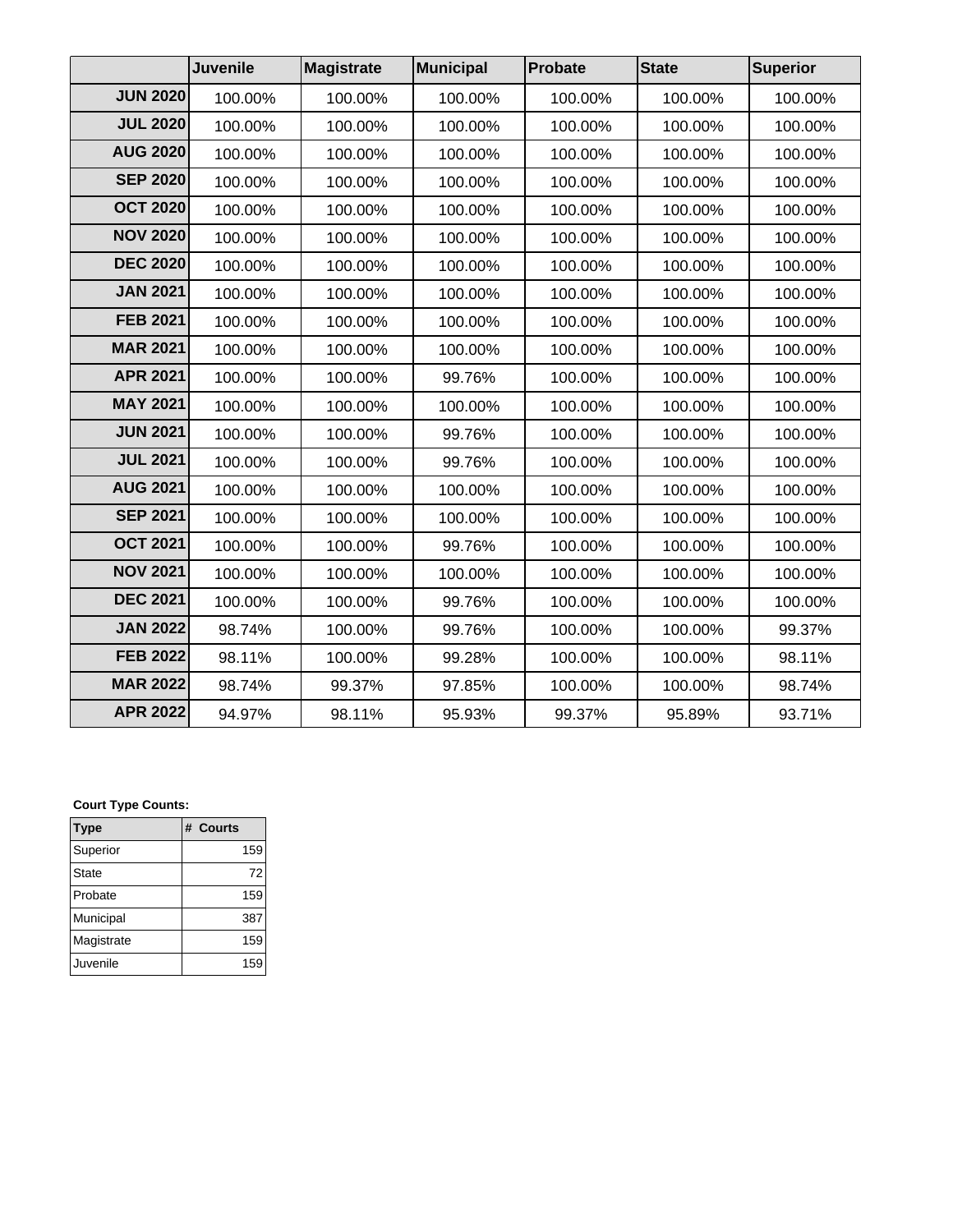| | Juvenile | Magistrate | Municipal | Probate | State | Superior |
|---|---|---|---|---|---|---|
| JUN 2020 | 100.00% | 100.00% | 100.00% | 100.00% | 100.00% | 100.00% |
| JUL 2020 | 100.00% | 100.00% | 100.00% | 100.00% | 100.00% | 100.00% |
| AUG 2020 | 100.00% | 100.00% | 100.00% | 100.00% | 100.00% | 100.00% |
| SEP 2020 | 100.00% | 100.00% | 100.00% | 100.00% | 100.00% | 100.00% |
| OCT 2020 | 100.00% | 100.00% | 100.00% | 100.00% | 100.00% | 100.00% |
| NOV 2020 | 100.00% | 100.00% | 100.00% | 100.00% | 100.00% | 100.00% |
| DEC 2020 | 100.00% | 100.00% | 100.00% | 100.00% | 100.00% | 100.00% |
| JAN 2021 | 100.00% | 100.00% | 100.00% | 100.00% | 100.00% | 100.00% |
| FEB 2021 | 100.00% | 100.00% | 100.00% | 100.00% | 100.00% | 100.00% |
| MAR 2021 | 100.00% | 100.00% | 100.00% | 100.00% | 100.00% | 100.00% |
| APR 2021 | 100.00% | 100.00% | 99.76% | 100.00% | 100.00% | 100.00% |
| MAY 2021 | 100.00% | 100.00% | 100.00% | 100.00% | 100.00% | 100.00% |
| JUN 2021 | 100.00% | 100.00% | 99.76% | 100.00% | 100.00% | 100.00% |
| JUL 2021 | 100.00% | 100.00% | 99.76% | 100.00% | 100.00% | 100.00% |
| AUG 2021 | 100.00% | 100.00% | 100.00% | 100.00% | 100.00% | 100.00% |
| SEP 2021 | 100.00% | 100.00% | 100.00% | 100.00% | 100.00% | 100.00% |
| OCT 2021 | 100.00% | 100.00% | 99.76% | 100.00% | 100.00% | 100.00% |
| NOV 2021 | 100.00% | 100.00% | 100.00% | 100.00% | 100.00% | 100.00% |
| DEC 2021 | 100.00% | 100.00% | 99.76% | 100.00% | 100.00% | 100.00% |
| JAN 2022 | 98.74% | 100.00% | 99.76% | 100.00% | 100.00% | 99.37% |
| FEB 2022 | 98.11% | 100.00% | 99.28% | 100.00% | 100.00% | 98.11% |
| MAR 2022 | 98.74% | 99.37% | 97.85% | 100.00% | 100.00% | 98.74% |
| APR 2022 | 94.97% | 98.11% | 95.93% | 99.37% | 95.89% | 93.71% |

**Court Type Counts:**

| Type | # Courts |
|---|---|
| Superior | 159 |
| State | 72 |
| Probate | 159 |
| Municipal | 387 |
| Magistrate | 159 |
| Juvenile | 159 |